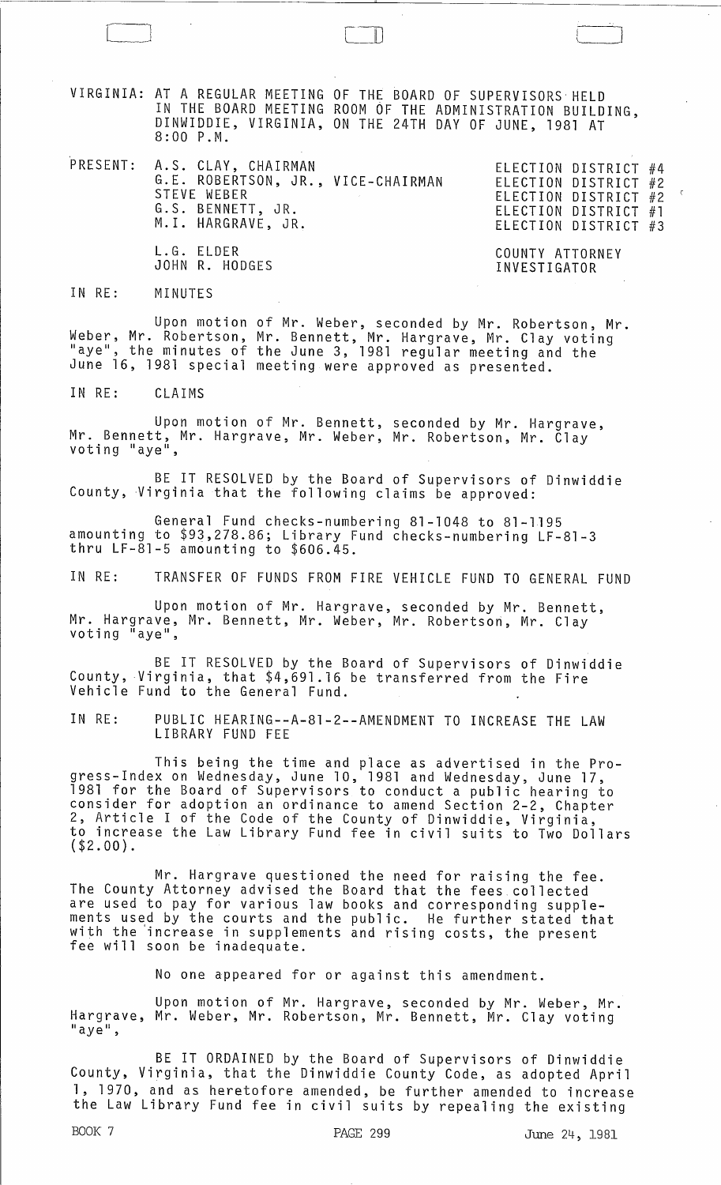VIRGINIA: AT A REGULAR MEETING OF THE BOARD OF SUPERVISORS HELD IN THE BOARD MEETING ROOM OF THE ADMINISTRATION BUILDING, DINWIDDIE, VIRGINIA, ON THE 24TH DAY OF JUNE, 1981 AT 8:00 P.M.

| PRESENT: | | |
|---|---|---|
| | A.S. CLAY, CHAIRMAN | ELECTION DISTRICT #4 |
| | G.E. ROBERTSON, JR., VICE-CHAIRMAN | ELECTION DISTRICT #2 |
| | STEVE WEBER | ELECTION DISTRICT #2 |
| | G.S. BENNETT, JR. | ELECTION DISTRICT #1 |
| | M.I. HARGRAVE, JR. | ELECTION DISTRICT #3 |
| | L.G. ELDER | COUNTY ATTORNEY |
| | JOHN R. HODGES | INVESTIGATOR |

IN RE: MINUTES

Upon motion of Mr. Weber, seconded by Mr. Robertson, Mr. Weber, Mr. Robertson, Mr. Bennett, Mr. Hargrave, Mr. Clay voting "aye", the minutes of the June 3, 1981 regular meeting and the June 16, 1981 special meeting were approved as presented.

IN RE: CLAIMS

Upon motion of Mr. Bennett, seconded by Mr. Hargrave, Mr. Bennett, Mr. Hargrave, Mr. Weber, Mr. Robertson, Mr. Clay voting "aye",

BE IT RESOLVED by the Board of Supervisors of Dinwiddie County, Virginia that the following claims be approved:

General Fund checks-numbering 81-1048 to 81-1195 amounting to $93,278.86; Library Fund checks-numbering LF-81-3 thru LF-81-5 amounting to $606.45.

IN RE: TRANSFER OF FUNDS FROM FIRE VEHICLE FUND TO GENERAL FUND

Upon motion of Mr. Hargrave, seconded by Mr. Bennett, Mr. Hargrave, Mr. Bennett, Mr. Weber, Mr. Robertson, Mr. Clay voting "aye",

BE IT RESOLVED by the Board of Supervisors of Dinwiddie County, Virginia, that $4,691.16 be transferred from the Fire Vehicle Fund to the General Fund.

IN RE: PUBLIC HEARING--A-81-2--AMENDMENT TO INCREASE THE LAW LIBRARY FUND FEE

This being the time and place as advertised in the Progress-Index on Wednesday, June 10, 1981 and Wednesday, June 17, 1981 for the Board of Supervisors to conduct a public hearing to consider for adoption an ordinance to amend Section 2-2, Chapter 2, Article I of the Code of the County of Dinwiddie, Virginia, to increase the Law Library Fund fee in civil suits to Two Dollars ($2.00).

Mr. Hargrave questioned the need for raising the fee. The County Attorney advised the Board that the fees collected are used to pay for various law books and corresponding supplements used by the courts and the public. He further stated that with the increase in supplements and rising costs, the present fee will soon be inadequate.

No one appeared for or against this amendment.

Upon motion of Mr. Hargrave, seconded by Mr. Weber, Mr. Hargrave, Mr. Weber, Mr. Robertson, Mr. Bennett, Mr. Clay voting "aye",

BE IT ORDAINED by the Board of Supervisors of Dinwiddie County, Virginia, that the Dinwiddie County Code, as adopted April 1, 1970, and as heretofore amended, be further amended to increase the Law Library Fund fee in civil suits by repealing the existing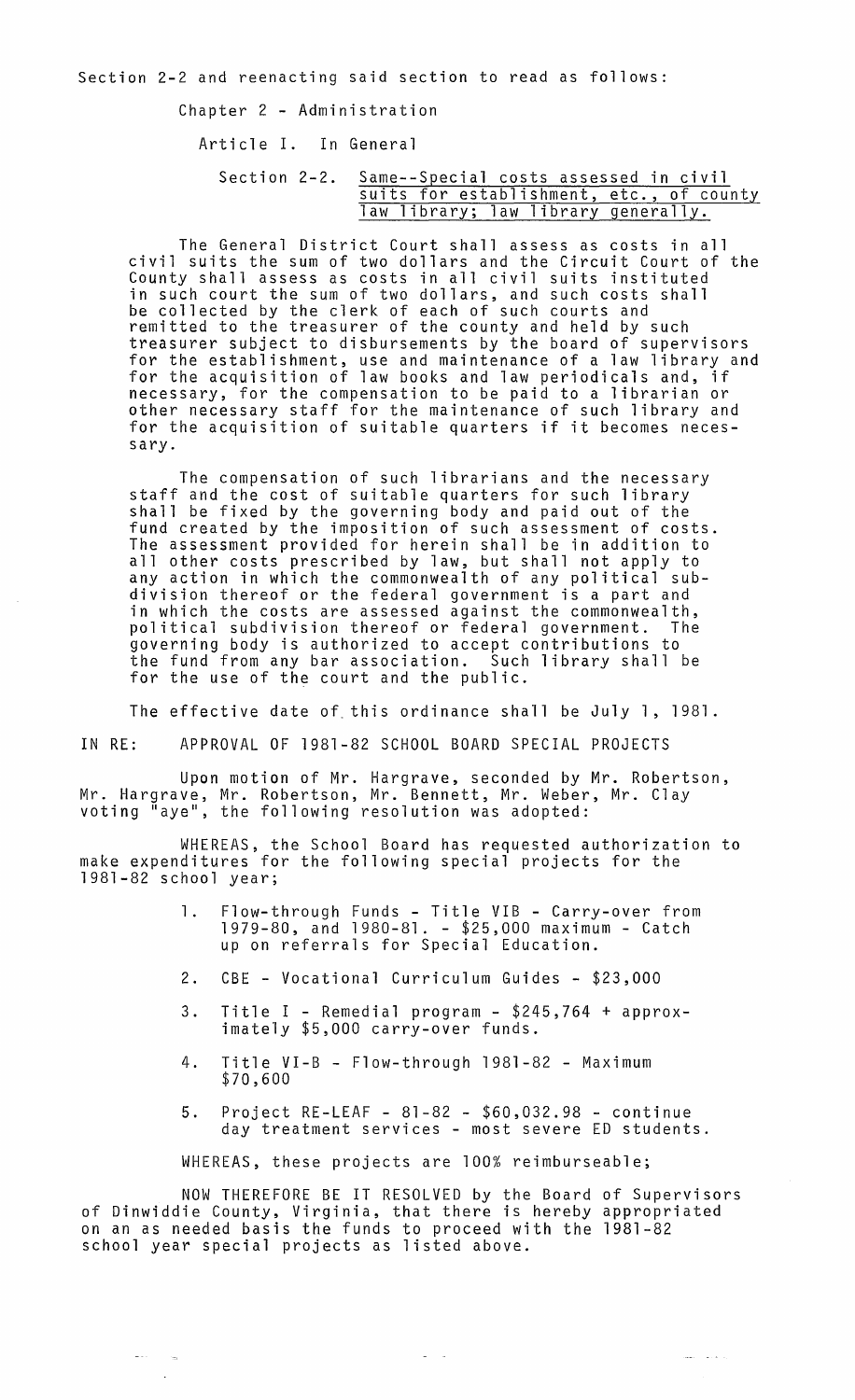Section 2-2 and reenacting said section to read as follows:

Chapter 2 - Administration

Article I. In General

Section 2-2. Same--Special costs assessed in civil suits for establishment, etc., of county law library; law library generally.

The General District Court shall assess as costs in all civil suits the sum of two dollars and the Circuit Court of the County shall assess as costs in all civil suits instituted in such court the sum of two dollars, and such costs shall be collected by the clerk of each of such courts and remitted to the treasurer of the county and held by such treasurer subject to disbursements by the board of supervisors for the establishment, use and maintenance of a law library and for the acquisition of law books and law periodicals and, if necessary, for the compensation to be paid to a librarian or other necessary staff for the maintenance of such library and for the acquisition of suitable quarters if it becomes necessary.

The compensation of such librarians and the necessary staff and the cost of suitable quarters for such library shall be fixed by the governing body and paid out of the fund created by the imposition of such assessment of costs. The assessment provided for herein shall be in addition to all other costs prescribed by law, but shall not apply to any action in which the commonwealth of any political subdivision thereof or the federal government is a part and in which the costs are assessed against the commonwealth, political subdivision thereof or federal government. The governing body is authorized to accept contributions to the fund from any bar association. Such library shall be for the use of the court and the public.

The effective date of this ordinance shall be July 1, 1981.

IN RE: APPROVAL OF 1981-82 SCHOOL BOARD SPECIAL PROJECTS

Upon motion of Mr. Hargrave, seconded by Mr. Robertson, Mr. Hargrave, Mr. Robertson, Mr. Bennett, Mr. Weber, Mr. Clay voting "aye", the following resolution was adopted:

WHEREAS, the School Board has requested authorization to make expenditures for the following special projects for the 1981-82 school year;

1. Flow-through Funds - Title VIB - Carry-over from 1979-80, and 1980-81. - $25,000 maximum - Catch up on referrals for Special Education.
2. CBE - Vocational Curriculum Guides - $23,000
3. Title I - Remedial program - $245,764 + approximately $5,000 carry-over funds.
4. Title VI-B - Flow-through 1981-82 - Maximum $70,600
5. Project RE-LEAF - 81-82 - $60,032.98 - continue day treatment services - most severe ED students.

WHEREAS, these projects are 100% reimburseable;

NOW THEREFORE BE IT RESOLVED by the Board of Supervisors of Dinwiddie County, Virginia, that there is hereby appropriated on an as needed basis the funds to proceed with the 1981-82 school year special projects as listed above.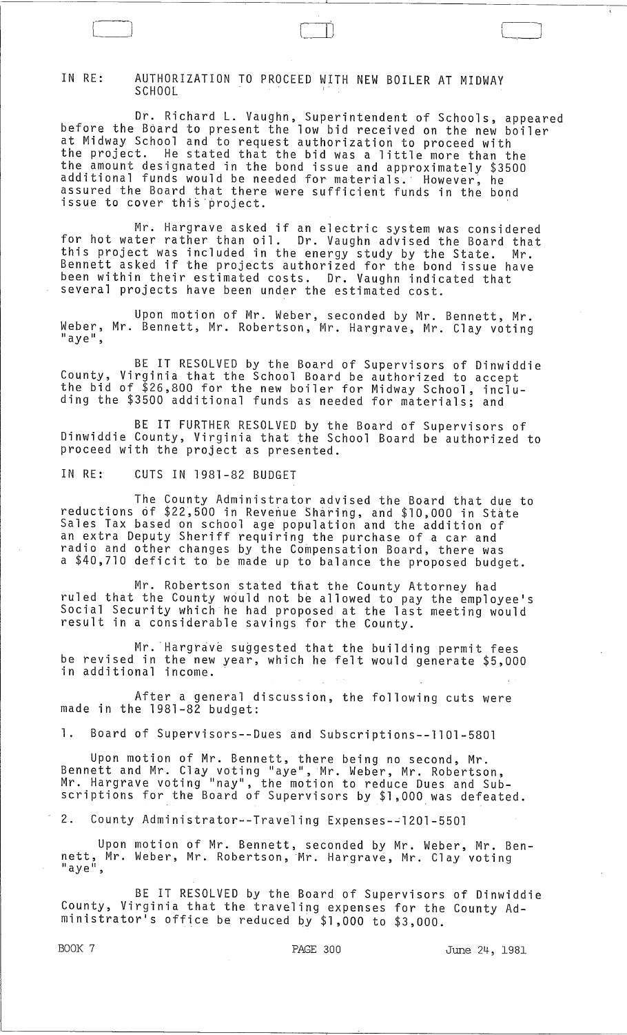IN RE: AUTHORIZATION TO PROCEED WITH NEW BOILER AT MIDWAY SCHOOL

Dr. Richard L. Vaughn, Superintendent of Schools, appeared before the Board to present the low bid received on the new boiler at Midway School and to request authorization to proceed with the project. He stated that the bid was a little more than the the amount designated in the bond issue and approximately $3500 additional funds would be needed for materials. However, he assured the Board that there were sufficient funds in the bond issue to cover this project.

Mr. Hargrave asked if an electric system was considered for hot water rather than oil. Dr. Vaughn advised the Board that this project was included in the energy study by the State. Mr. Bennett asked if the projects authorized for the bond issue have been within their estimated costs. Dr. Vaughn indicated that several projects have been under the estimated cost.

Upon motion of Mr. Weber, seconded by Mr. Bennett, Mr. Weber, Mr. Bennett, Mr. Robertson, Mr. Hargrave, Mr. Clay voting "aye",

BE IT RESOLVED by the Board of Supervisors of Dinwiddie County, Virginia that the School Board be authorized to accept the bid of $26,800 for the new boiler for Midway School, including the $3500 additional funds as needed for materials; and

BE IT FURTHER RESOLVED by the Board of Supervisors of Dinwiddie County, Virginia that the School Board be authorized to proceed with the project as presented.

IN RE: CUTS IN 1981-82 BUDGET

The County Administrator advised the Board that due to reductions of $22,500 in Revenue Sharing, and $10,000 in State Sales Tax based on school age population and the addition of an extra Deputy Sheriff requiring the purchase of a car and radio and other changes by the Compensation Board, there was a $40,710 deficit to be made up to balance the proposed budget.

Mr. Robertson stated that the County Attorney had ruled that the County would not be allowed to pay the employee's Social Security which he had proposed at the last meeting would result in a considerable savings for the County.

Mr. Hargrave suggested that the building permit fees be revised in the new year, which he felt would generate $5,000 in additional income.

After a general discussion, the following cuts were made in the 1981-82 budget:

1. Board of Supervisors--Dues and Subscriptions--1101-5801

Upon motion of Mr. Bennett, there being no second, Mr. Bennett and Mr. Clay voting "aye", Mr. Weber, Mr. Robertson, Mr. Hargrave voting "nay", the motion to reduce Dues and Subscriptions for the Board of Supervisors by $1,000 was defeated.

2. County Administrator--Traveling Expenses--1201-5501

Upon motion of Mr. Bennett, seconded by Mr. Weber, Mr. Bennett, Mr. Weber, Mr. Robertson, Mr. Hargrave, Mr. Clay voting "aye",

BE IT RESOLVED by the Board of Supervisors of Dinwiddie County, Virginia that the traveling expenses for the County Administrator's office be reduced by $1,000 to $3,000.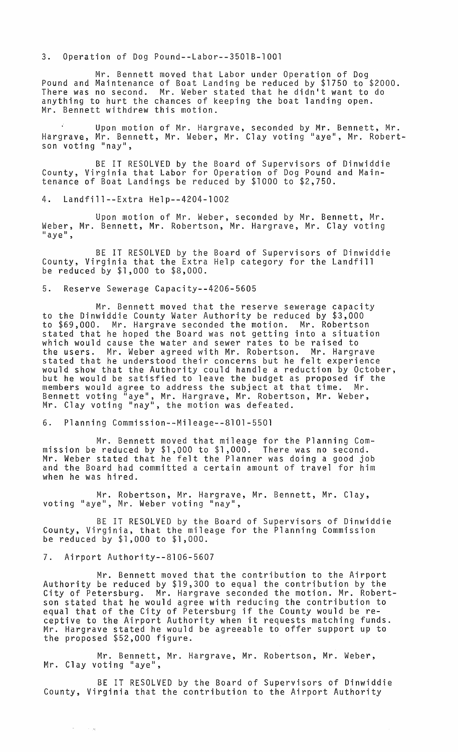3. Operation of Dog Pound--Labor--3501B-1001

Mr. Bennett moved that Labor under Operation of Dog Pound and Maintenance of Boat Landing be reduced by $1750 to $2000. There was no second. Mr. Weber stated that he didn't want to do anything to hurt the chances of keeping the boat landing open. Mr. Bennett withdrew this motion.

Upon motion of Mr. Hargrave, seconded by Mr. Bennett, Mr. Hargrave, Mr. Bennett, Mr. Weber, Mr. Clay voting "aye", Mr. Robertson voting "nay",

BE IT RESOLVED by the Board of Supervisors of Dinwiddie County, Virginia that Labor for Operation of Dog Pound and Maintenance of Boat Landings be reduced by $1000 to $2,750.

4. Landfill--Extra Help--4204-1002

Upon motion of Mr. Weber, seconded by Mr. Bennett, Mr. Weber, Mr. Bennett, Mr. Robertson, Mr. Hargrave, Mr. Clay voting "aye",

BE IT RESOLVED by the Board of Supervisors of Dinwiddie County, Virginia that the Extra Help category for the Landfill be reduced by $1,000 to $8,000.

5. Reserve Sewerage Capacity--4206-5605

Mr. Bennett moved that the reserve sewerage capacity to the Dinwiddie County Water Authority be reduced by $3,000 to $69,000. Mr. Hargrave seconded the motion. Mr. Robertson stated that he hoped the Board was not getting into a situation which would cause the water and sewer rates to be raised to the users. Mr. Weber agreed with Mr. Robertson. Mr. Hargrave stated that he understood their concerns but he felt experience would show that the Authority could handle a reduction by October, but he would be satisfied to leave the budget as proposed if the members would agree to address the subject at that time. Mr. Bennett voting "aye", Mr. Hargrave, Mr. Robertson, Mr. Weber, Mr. Clay voting "nay", the motion was defeated.

6. Planning Commission--Mileage--8101-5501

Mr. Bennett moved that mileage for the Planning Commission be reduced by $1,000 to $1,000. There was no second. Mr. Weber stated that he felt the Planner was doing a good job and the Board had committed a certain amount of travel for him when he was hired.

Mr. Robertson, Mr. Hargrave, Mr. Bennett, Mr. Clay, voting "aye", Mr. Weber voting "nay",

BE IT RESOLVED by the Board of Supervisors of Dinwiddie County, Virginia, that the mileage for the Planning Commission be reduced by $1,000 to $1,000.

7. Airport Authority--8106-5607

Mr. Bennett moved that the contribution to the Airport Authority be reduced by $19,300 to equal the contribution by the City of Petersburg. Mr. Hargrave seconded the motion. Mr. Robertson stated that he would agree with reducing the contribution to equal that of the City of Petersburg if the County would be receptive to the Airport Authority when it requests matching funds. Mr. Hargrave stated he would be agreeable to offer support up to the proposed $52,000 figure.

Mr. Bennett, Mr. Hargrave, Mr. Robertson, Mr. Weber, Mr. Clay voting "aye",

BE IT RESOLVED by the Board of Supervisors of Dinwiddie County, Virginia that the contribution to the Airport Authority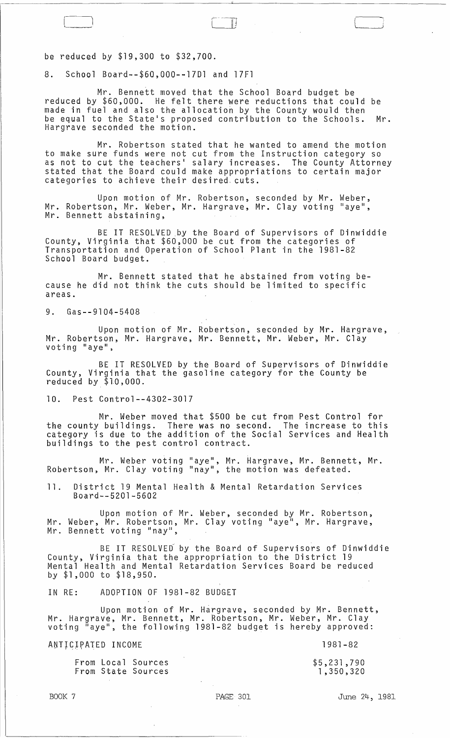be reduced by $19,300 to $32,700.

8. School Board--$60,000--17D1 and 17F1

Mr. Bennett moved that the School Board budget be reduced by $60,000. He felt there were reductions that could be made in fuel and also the allocation by the County would then be equal to the State's proposed contribution to the Schools. Mr. Hargrave seconded the motion.

Mr. Robertson stated that he wanted to amend the motion to make sure funds were not cut from the Instruction category so as not to cut the teachers' salary increases. The County Attorney stated that the Board could make appropriations to certain major categories to achieve their desired cuts.

Upon motion of Mr. Robertson, seconded by Mr. Weber, Mr. Robertson, Mr. Weber, Mr. Hargrave, Mr. Clay voting "aye", Mr. Bennett abstaining,

BE IT RESOLVED by the Board of Supervisors of Dinwiddie County, Virginia that $60,000 be cut from the categories of Transportation and Operation of School Plant in the 1981-82 School Board budget.

Mr. Bennett stated that he abstained from voting because he did not think the cuts should be limited to specific areas.

9. Gas--9104-5408

Upon motion of Mr. Robertson, seconded by Mr. Hargrave, Mr. Robertson, Mr. Hargrave, Mr. Bennett, Mr. Weber, Mr. Clay voting "aye",

BE IT RESOLVED by the Board of Supervisors of Dinwiddie County, Virginia that the gasoline category for the County be reduced by $10,000.

10. Pest Control--4302-3017

Mr. Weber moved that $500 be cut from Pest Control for the county buildings. There was no second. The increase to this category is due to the addition of the Social Services and Health buildings to the pest control contract.

Mr. Weber voting "aye", Mr. Hargrave, Mr. Bennett, Mr. Robertson, Mr. Clay voting "nay", the motion was defeated.

11. District 19 Mental Health & Mental Retardation Services Board--5201-5602

Upon motion of Mr. Weber, seconded by Mr. Robertson, Mr. Weber, Mr. Robertson, Mr. Clay voting "aye", Mr. Hargrave, Mr. Bennett voting "nay",

BE IT RESOLVED by the Board of Supervisors of Dinwiddie County, Virginia that the appropriation to the District 19 Mental Health and Mental Retardation Services Board be reduced by $1,000 to $18,950.

IN RE: ADOPTION OF 1981-82 BUDGET

Upon motion of Mr. Hargrave, seconded by Mr. Bennett, Mr. Hargrave, Mr. Bennett, Mr. Robertson, Mr. Weber, Mr. Clay voting "aye", the following 1981-82 budget is hereby approved:

| ANTICIPATED INCOME | 1981-82 |
|---|---|
| From Local Sources | $5,231,790 |
| From State Sources | 1,350,320 |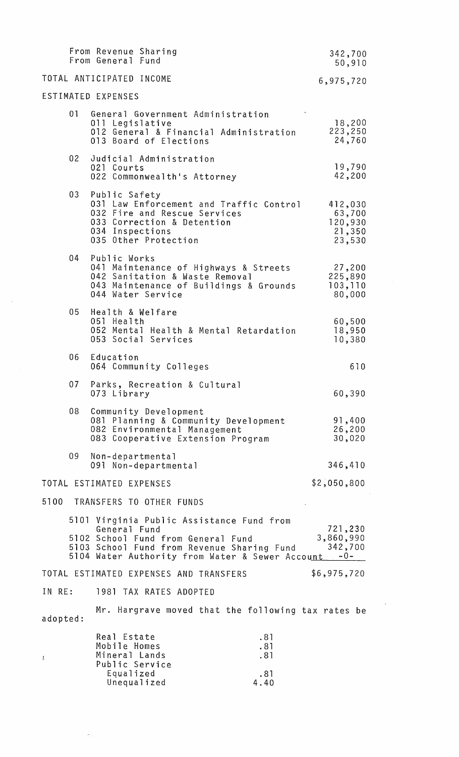| | |
|---|---|
| From Revenue Sharing | 342,700 |
| From General Fund | 50,910 |
| TOTAL ANTICIPATED INCOME | 6,975,720 |

ESTIMATED EXPENSES

| | |
|---|---|
| 01 General Government Administration | |
| 011 Legislative | 18,200 |
| 012 General & Financial Administration | 223,250 |
| 013 Board of Elections | 24,760 |
| 02 Judicial Administration | |
| 021 Courts | 19,790 |
| 022 Commonwealth's Attorney | 42,200 |
| 03 Public Safety | |
| 031 Law Enforcement and Traffic Control | 412,030 |
| 032 Fire and Rescue Services | 63,700 |
| 033 Correction & Detention | 120,930 |
| 034 Inspections | 21,350 |
| 035 Other Protection | 23,530 |
| 04 Public Works | |
| 041 Maintenance of Highways & Streets | 27,200 |
| 042 Sanitation & Waste Removal | 225,890 |
| 043 Maintenance of Buildings & Grounds | 103,110 |
| 044 Water Service | 80,000 |
| 05 Health & Welfare | |
| 051 Health | 60,500 |
| 052 Mental Health & Mental Retardation | 18,950 |
| 053 Social Services | 10,380 |
| 06 Education | |
| 064 Community Colleges | 610 |
| 07 Parks, Recreation & Cultural | |
| 073 Library | 60,390 |
| 08 Community Development | |
| 081 Planning & Community Development | 91,400 |
| 082 Environmental Management | 26,200 |
| 083 Cooperative Extension Program | 30,020 |
| 09 Non-departmental | |
| 091 Non-departmental | 346,410 |
| TOTAL ESTIMATED EXPENSES | $2,050,800 |

5100 TRANSFERS TO OTHER FUNDS

| | |
|---|---|
| 5101 Virginia Public Assistance Fund from General Fund | 721,230 |
| 5102 School Fund from General Fund | 3,860,990 |
| 5103 School Fund from Revenue Sharing Fund | 342,700 |
| 5104 Water Authority from Water & Sewer Account | -0- |
| TOTAL ESTIMATED EXPENSES AND TRANSFERS | $6,975,720 |

IN RE: 1981 TAX RATES ADOPTED

Mr. Hargrave moved that the following tax rates be adopted:

| | |
|---|---|
| Real Estate | .81 |
| Mobile Homes | .81 |
| Mineral Lands | .81 |
| Public Service | |
| Equalized | .81 |
| Unequalized | 4.40 |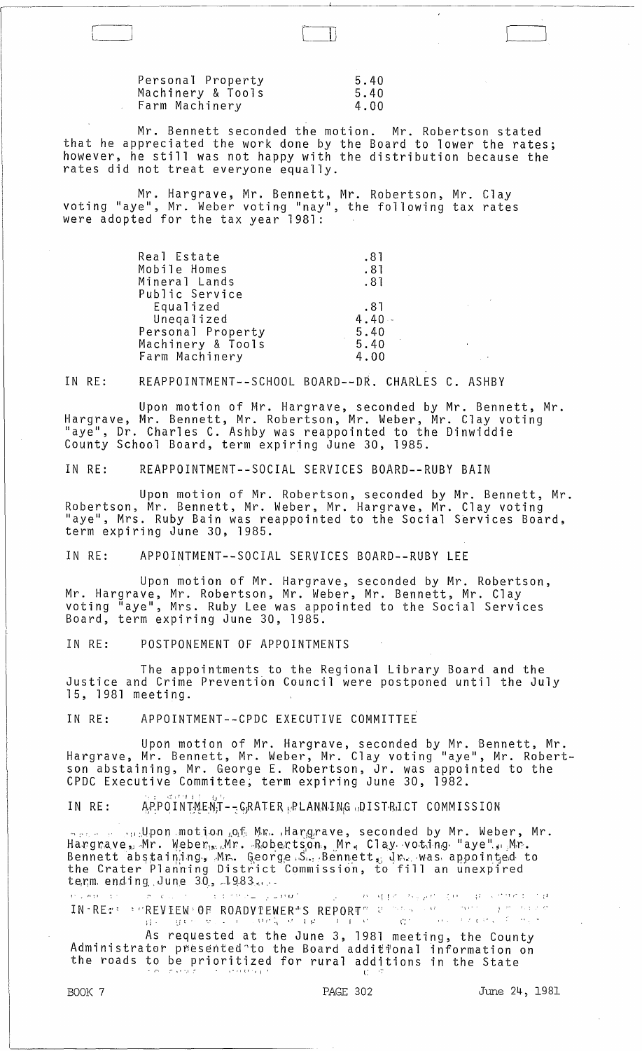| | |
|---|---|
| Personal Property | 5.40 |
| Machinery & Tools | 5.40 |
| Farm Machinery | 4.00 |

Mr. Bennett seconded the motion. Mr. Robertson stated that he appreciated the work done by the Board to lower the rates; however, he still was not happy with the distribution because the rates did not treat everyone equally.

Mr. Hargrave, Mr. Bennett, Mr. Robertson, Mr. Clay voting "aye", Mr. Weber voting "nay", the following tax rates were adopted for the tax year 1981:

| | |
|---|---|
| Real Estate | .81 |
| Mobile Homes | .81 |
| Mineral Lands | .81 |
| Public Service | |
| Equalized | .81 |
| Uneqalized | 4.40 |
| Personal Property | 5.40 |
| Machinery & Tools | 5.40 |
| Farm Machinery | 4.00 |

IN RE: REAPPOINTMENT--SCHOOL BOARD--DR. CHARLES C. ASHBY

Upon motion of Mr. Hargrave, seconded by Mr. Bennett, Mr. Hargrave, Mr. Bennett, Mr. Robertson, Mr. Weber, Mr. Clay voting "aye", Dr. Charles C. Ashby was reappointed to the Dinwiddie County School Board, term expiring June 30, 1985.

IN RE: REAPPOINTMENT--SOCIAL SERVICES BOARD--RUBY BAIN

Upon motion of Mr. Robertson, seconded by Mr. Bennett, Mr. Robertson, Mr. Bennett, Mr. Weber, Mr. Hargrave, Mr. Clay voting "aye", Mrs. Ruby Bain was reappointed to the Social Services Board, term expiring June 30, 1985.

IN RE: APPOINTMENT--SOCIAL SERVICES BOARD--RUBY LEE

Upon motion of Mr. Hargrave, seconded by Mr. Robertson, Mr. Hargrave, Mr. Robertson, Mr. Weber, Mr. Bennett, Mr. Clay voting "aye", Mrs. Ruby Lee was appointed to the Social Services Board, term expiring June 30, 1985.

IN RE: POSTPONEMENT OF APPOINTMENTS

The appointments to the Regional Library Board and the Justice and Crime Prevention Council were postponed until the July 15, 1981 meeting.

IN RE: APPOINTMENT--CPDC EXECUTIVE COMMITTEE

Upon motion of Mr. Hargrave, seconded by Mr. Bennett, Mr. Hargrave, Mr. Bennett, Mr. Weber, Mr. Clay voting "aye", Mr. Robertson abstaining, Mr. George E. Robertson, Jr. was appointed to the CPDC Executive Committee, term expiring June 30, 1982.

IN RE: APPOINTMENT--CRATER PLANNING DISTRICT COMMISSION

Upon motion of Mr. Hargrave, seconded by Mr. Weber, Mr. Hargrave, Mr. Weber, Mr. Robertson, Mr. Clay voting "aye", Mr. Bennett abstaining, Mr. George S. Bennett, Jr. was appointed to the Crater Planning District Commission, to fill an unexpired term ending June 30, 1983.

IN RE: REVIEW OF ROADVIEWER'S REPORT

As requested at the June 3, 1981 meeting, the County Administrator presented to the Board additional information on the roads to be prioritized for rural additions in the State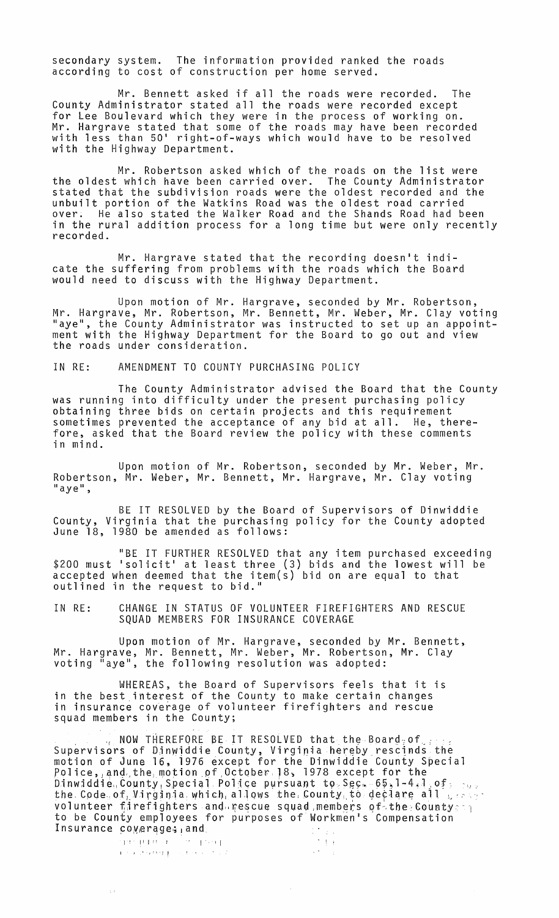secondary system. The information provided ranked the roads according to cost of construction per home served.

Mr. Bennett asked if all the roads were recorded. The County Administrator stated all the roads were recorded except for Lee Boulevard which they were in the process of working on. Mr. Hargrave stated that some of the roads may have been recorded with less than 50' right-of-ways which would have to be resolved with the Highway Department.

Mr. Robertson asked which of the roads on the list were the oldest which have been carried over. The County Administrator stated that the subdivision roads were the oldest recorded and the unbuilt portion of the Watkins Road was the oldest road carried over. He also stated the Walker Road and the Shands Road had been in the rural addition process for a long time but were only recently recorded.

Mr. Hargrave stated that the recording doesn't indicate the suffering from problems with the roads which the Board would need to discuss with the Highway Department.

Upon motion of Mr. Hargrave, seconded by Mr. Robertson, Mr. Hargrave, Mr. Robertson, Mr. Bennett, Mr. Weber, Mr. Clay voting "aye", the County Administrator was instructed to set up an appointment with the Highway Department for the Board to go out and view the roads under consideration.

IN RE: AMENDMENT TO COUNTY PURCHASING POLICY

The County Administrator advised the Board that the County was running into difficulty under the present purchasing policy obtaining three bids on certain projects and this requirement sometimes prevented the acceptance of any bid at all. He, therefore, asked that the Board review the policy with these comments in mind.

Upon motion of Mr. Robertson, seconded by Mr. Weber, Mr. Robertson, Mr. Weber, Mr. Bennett, Mr. Hargrave, Mr. Clay voting "aye",

BE IT RESOLVED by the Board of Supervisors of Dinwiddie County, Virginia that the purchasing policy for the County adopted June 18, 1980 be amended as follows:

"BE IT FURTHER RESOLVED that any item purchased exceeding $200 must 'solicit' at least three (3) bids and the lowest will be accepted when deemed that the item(s) bid on are equal to that outlined in the request to bid."

IN RE: CHANGE IN STATUS OF VOLUNTEER FIREFIGHTERS AND RESCUE SQUAD MEMBERS FOR INSURANCE COVERAGE

Upon motion of Mr. Hargrave, seconded by Mr. Bennett, Mr. Hargrave, Mr. Bennett, Mr. Weber, Mr. Robertson, Mr. Clay voting "aye", the following resolution was adopted:

WHEREAS, the Board of Supervisors feels that it is in the best interest of the County to make certain changes in insurance coverage of volunteer firefighters and rescue squad members in the County;

NOW THEREFORE BE IT RESOLVED that the Board of Supervisors of Dinwiddie County, Virginia hereby rescinds the motion of June 16, 1976 except for the Dinwiddie County Special Police, and the motion of October 18, 1978 except for the Dinwiddie County Special Police pursuant to Sec. 65.1-4.1 of the Code of Virginia which allows the County to declare all volunteer firefighters and rescue squad members of the County to be County employees for purposes of Workmen's Compensation Insurance coverage; and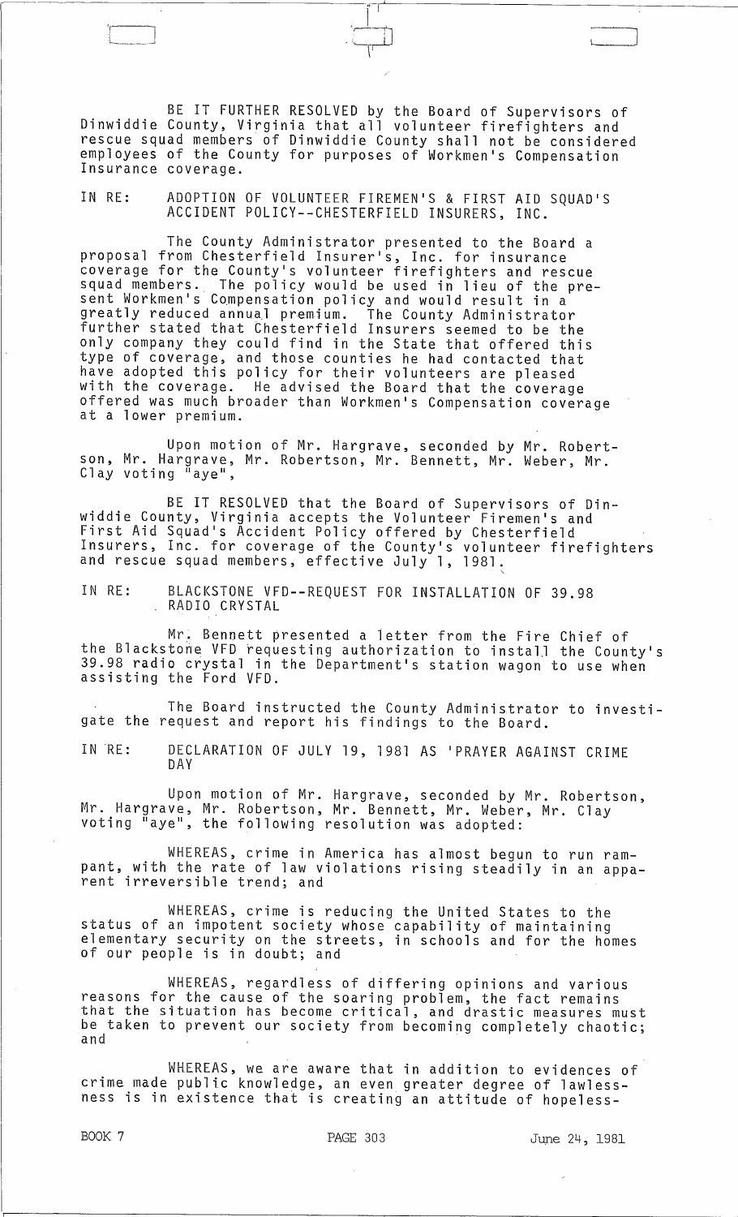BE IT FURTHER RESOLVED by the Board of Supervisors of Dinwiddie County, Virginia that all volunteer firefighters and rescue squad members of Dinwiddie County shall not be considered employees of the County for purposes of Workmen's Compensation Insurance coverage.

IN RE: ADOPTION OF VOLUNTEER FIREMEN'S & FIRST AID SQUAD'S ACCIDENT POLICY--CHESTERFIELD INSURERS, INC.

The County Administrator presented to the Board a proposal from Chesterfield Insurer's, Inc. for insurance coverage for the County's volunteer firefighters and rescue squad members. The policy would be used in lieu of the present Workmen's Compensation policy and would result in a greatly reduced annual premium. The County Administrator further stated that Chesterfield Insurers seemed to be the only company they could find in the State that offered this type of coverage, and those counties he had contacted that have adopted this policy for their volunteers are pleased with the coverage. He advised the Board that the coverage offered was much broader than Workmen's Compensation coverage at a lower premium.

Upon motion of Mr. Hargrave, seconded by Mr. Robertson, Mr. Hargrave, Mr. Robertson, Mr. Bennett, Mr. Weber, Mr. Clay voting "aye",

BE IT RESOLVED that the Board of Supervisors of Dinwiddie County, Virginia accepts the Volunteer Firemen's and First Aid Squad's Accident Policy offered by Chesterfield Insurers, Inc. for coverage of the County's volunteer firefighters and rescue squad members, effective July 1, 1981.

IN RE: BLACKSTONE VFD--REQUEST FOR INSTALLATION OF 39.98 RADIO CRYSTAL

Mr. Bennett presented a letter from the Fire Chief of the Blackstone VFD requesting authorization to install the County's 39.98 radio crystal in the Department's station wagon to use when assisting the Ford VFD.

The Board instructed the County Administrator to investigate the request and report his findings to the Board.

IN RE: DECLARATION OF JULY 19, 1981 AS 'PRAYER AGAINST CRIME DAY

Upon motion of Mr. Hargrave, seconded by Mr. Robertson, Mr. Hargrave, Mr. Robertson, Mr. Bennett, Mr. Weber, Mr. Clay voting "aye", the following resolution was adopted:

WHEREAS, crime in America has almost begun to run rampant, with the rate of law violations rising steadily in an apparent irreversible trend; and

WHEREAS, crime is reducing the United States to the status of an impotent society whose capability of maintaining elementary security on the streets, in schools and for the homes of our people is in doubt; and

WHEREAS, regardless of differing opinions and various reasons for the cause of the soaring problem, the fact remains that the situation has become critical, and drastic measures must be taken to prevent our society from becoming completely chaotic; and

WHEREAS, we are aware that in addition to evidences of crime made public knowledge, an even greater degree of lawlessness is in existence that is creating an attitude of hopeless-

BOOK 7 PAGE 303 June 24, 1981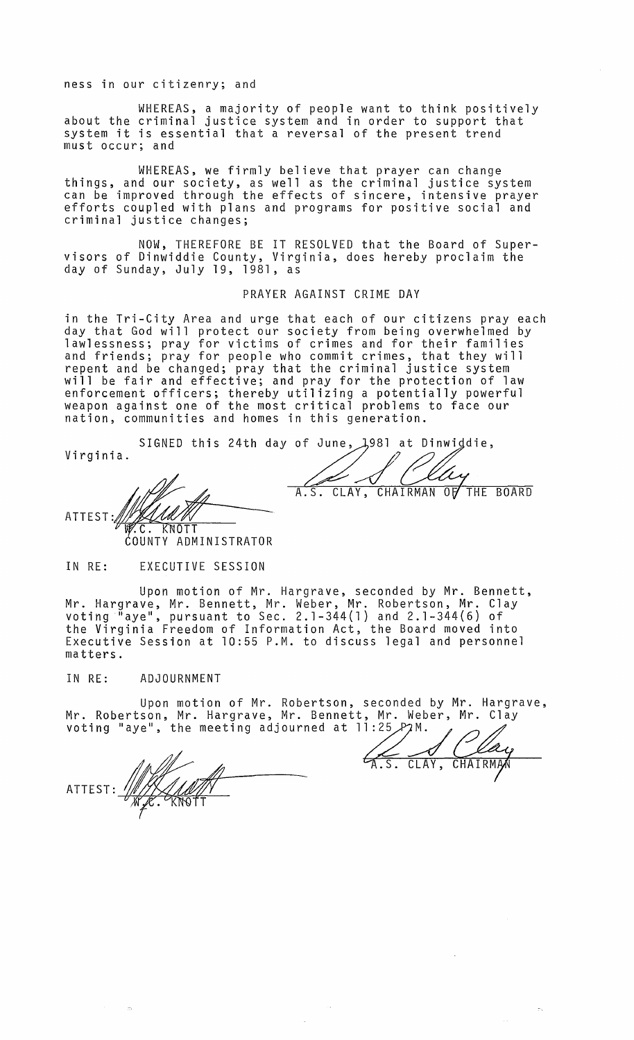ness in our citizenry; and

WHEREAS, a majority of people want to think positively about the criminal justice system and in order to support that system it is essential that a reversal of the present trend must occur; and

WHEREAS, we firmly believe that prayer can change things, and our society, as well as the criminal justice system can be improved through the effects of sincere, intensive prayer efforts coupled with plans and programs for positive social and criminal justice changes;

NOW, THEREFORE BE IT RESOLVED that the Board of Supervisors of Dinwiddie County, Virginia, does hereby proclaim the day of Sunday, July 19, 1981, as

PRAYER AGAINST CRIME DAY

in the Tri-City Area and urge that each of our citizens pray each day that God will protect our society from being overwhelmed by lawlessness; pray for victims of crimes and for their families and friends; pray for people who commit crimes, that they will repent and be changed; pray that the criminal justice system will be fair and effective; and pray for the protection of law enforcement officers; thereby utilizing a potentially powerful weapon against one of the most critical problems to face our nation, communities and homes in this generation.

SIGNED this 24th day of June, 1981 at Dinwiddie, Virginia.

A.S. CLAY, CHAIRMAN OF THE BOARD

ATTEST: W.C. KNOTT
COUNTY ADMINISTRATOR

IN RE: EXECUTIVE SESSION

Upon motion of Mr. Hargrave, seconded by Mr. Bennett, Mr. Hargrave, Mr. Bennett, Mr. Weber, Mr. Robertson, Mr. Clay voting "aye", pursuant to Sec. 2.1-344(1) and 2.1-344(6) of the Virginia Freedom of Information Act, the Board moved into Executive Session at 10:55 P.M. to discuss legal and personnel matters.

IN RE: ADJOURNMENT

Upon motion of Mr. Robertson, seconded by Mr. Hargrave, Mr. Robertson, Mr. Hargrave, Mr. Bennett, Mr. Weber, Mr. Clay voting "aye", the meeting adjourned at 11:25 P.M.

A.S. CLAY, CHAIRMAN

ATTEST: W.C. KNOTT